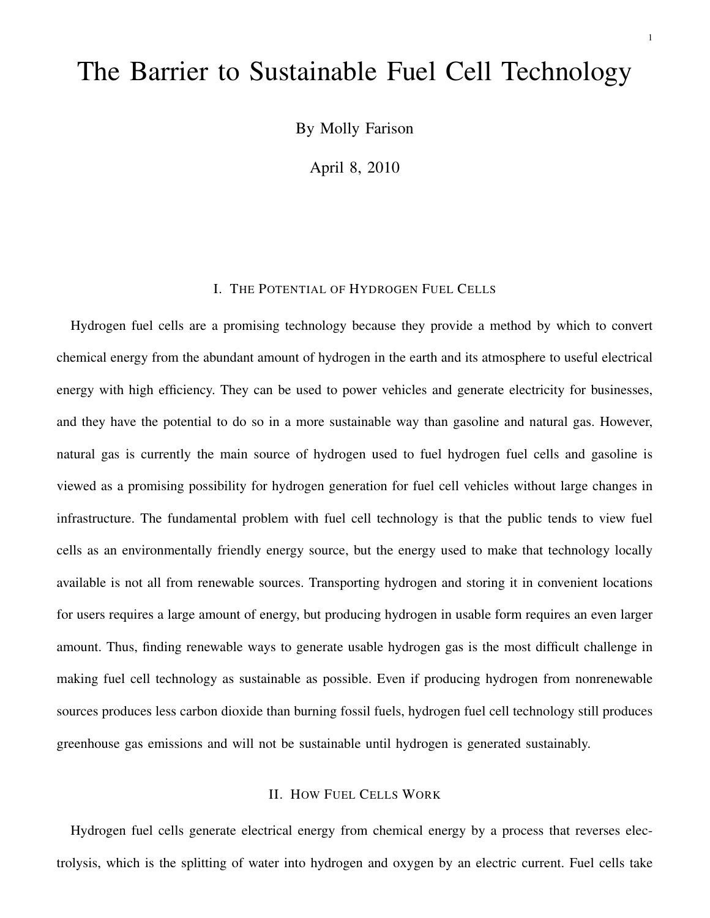# The Barrier to Sustainable Fuel Cell Technology

By Molly Farison

April 8, 2010

## I. The Potential of Hydrogen Fuel Cells

Hydrogen fuel cells are a promising technology because they provide a method by which to convert chemical energy from the abundant amount of hydrogen in the earth and its atmosphere to useful electrical energy with high efficiency. They can be used to power vehicles and generate electricity for businesses, and they have the potential to do so in a more sustainable way than gasoline and natural gas. However, natural gas is currently the main source of hydrogen used to fuel hydrogen fuel cells and gasoline is viewed as a promising possibility for hydrogen generation for fuel cell vehicles without large changes in infrastructure. The fundamental problem with fuel cell technology is that the public tends to view fuel cells as an environmentally friendly energy source, but the energy used to make that technology locally available is not all from renewable sources. Transporting hydrogen and storing it in convenient locations for users requires a large amount of energy, but producing hydrogen in usable form requires an even larger amount. Thus, finding renewable ways to generate usable hydrogen gas is the most difficult challenge in making fuel cell technology as sustainable as possible. Even if producing hydrogen from nonrenewable sources produces less carbon dioxide than burning fossil fuels, hydrogen fuel cell technology still produces greenhouse gas emissions and will not be sustainable until hydrogen is generated sustainably.

## II. How Fuel Cells Work

Hydrogen fuel cells generate electrical energy from chemical energy by a process that reverses electrolysis, which is the splitting of water into hydrogen and oxygen by an electric current. Fuel cells take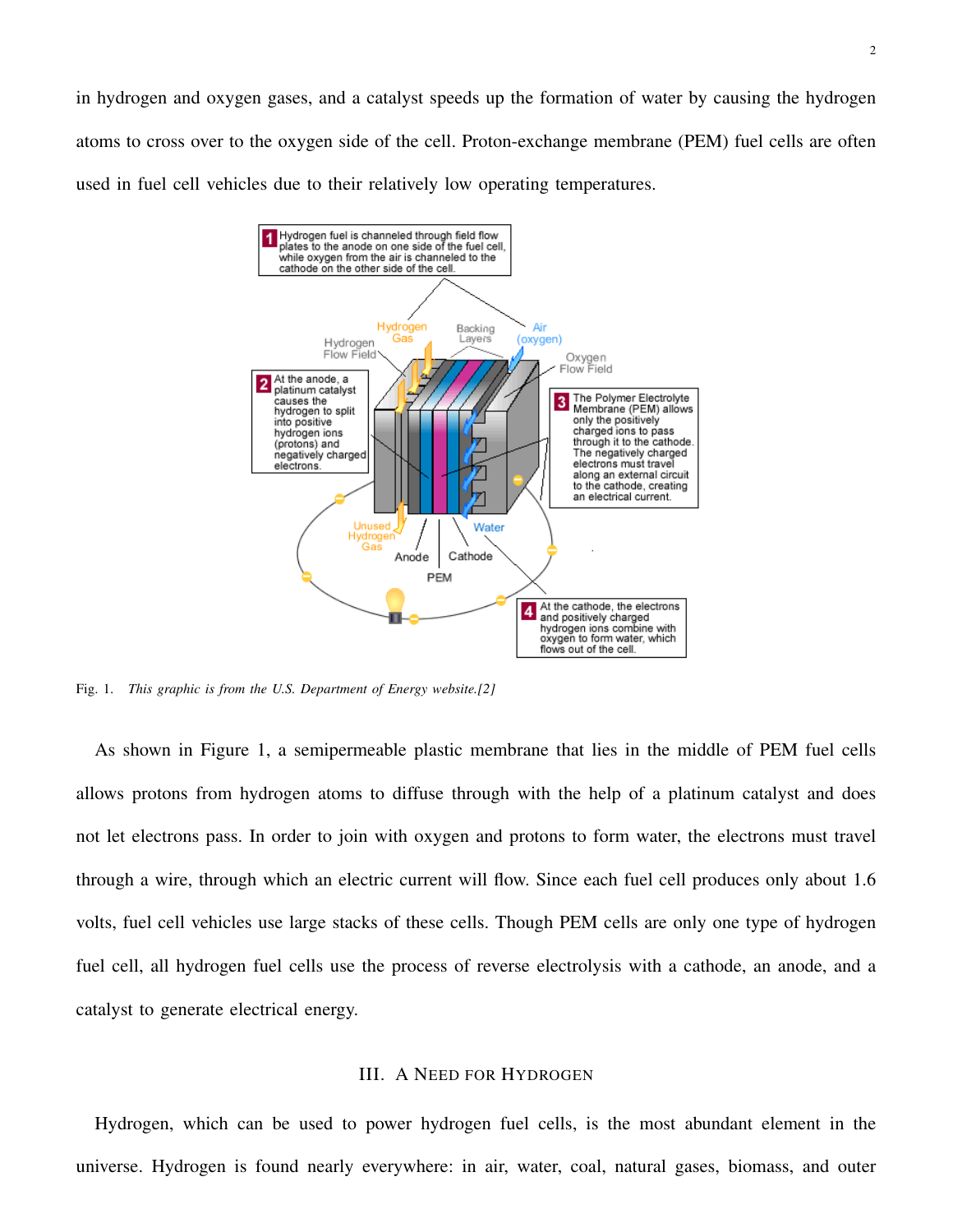in hydrogen and oxygen gases, and a catalyst speeds up the formation of water by causing the hydrogen atoms to cross over to the oxygen side of the cell. Proton-exchange membrane (PEM) fuel cells are often used in fuel cell vehicles due to their relatively low operating temperatures.

Fig. 1. *This graphic is from the U.S. Department of Energy website.[2]*

As shown in Figure 1, a semipermeable plastic membrane that lies in the middle of PEM fuel cells allows protons from hydrogen atoms to diffuse through with the help of a platinum catalyst and does not let electrons pass. In order to join with oxygen and protons to form water, the electrons must travel through a wire, through which an electric current will flow. Since each fuel cell produces only about 1.6 volts, fuel cell vehicles use large stacks of these cells. Though PEM cells are only one type of hydrogen fuel cell, all hydrogen fuel cells use the process of reverse electrolysis with a cathode, an anode, and a catalyst to generate electrical energy.

## III. A Need for Hydrogen

Hydrogen, which can be used to power hydrogen fuel cells, is the most abundant element in the universe. Hydrogen is found nearly everywhere: in air, water, coal, natural gases, biomass, and outer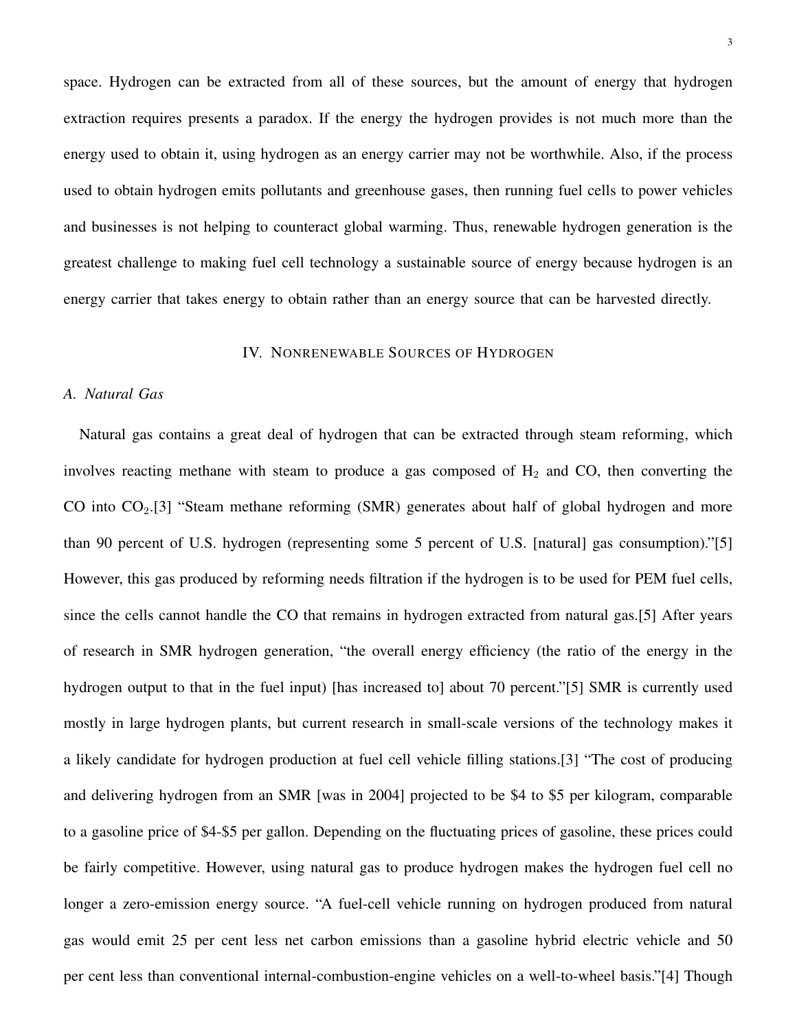space. Hydrogen can be extracted from all of these sources, but the amount of energy that hydrogen extraction requires presents a paradox. If the energy the hydrogen provides is not much more than the energy used to obtain it, using hydrogen as an energy carrier may not be worthwhile. Also, if the process used to obtain hydrogen emits pollutants and greenhouse gases, then running fuel cells to power vehicles and businesses is not helping to counteract global warming. Thus, renewable hydrogen generation is the greatest challenge to making fuel cell technology a sustainable source of energy because hydrogen is an energy carrier that takes energy to obtain rather than an energy source that can be harvested directly.

## IV. Nonrenewable Sources of Hydrogen

### *A. Natural Gas*

Natural gas contains a great deal of hydrogen that can be extracted through steam reforming, which involves reacting methane with steam to produce a gas composed of $H_2$ and CO, then converting the CO into $CO_2$.[3] "Steam methane reforming (SMR) generates about half of global hydrogen and more than 90 percent of U.S. hydrogen (representing some 5 percent of U.S. [natural] gas consumption)."[5] However, this gas produced by reforming needs filtration if the hydrogen is to be used for PEM fuel cells, since the cells cannot handle the CO that remains in hydrogen extracted from natural gas.[5] After years of research in SMR hydrogen generation, "the overall energy efficiency (the ratio of the energy in the hydrogen output to that in the fuel input) [has increased to] about 70 percent."[5] SMR is currently used mostly in large hydrogen plants, but current research in small-scale versions of the technology makes it a likely candidate for hydrogen production at fuel cell vehicle filling stations.[3] "The cost of producing and delivering hydrogen from an SMR [was in 2004] projected to be \$4 to \$5 per kilogram, comparable to a gasoline price of \$4-\$5 per gallon. Depending on the fluctuating prices of gasoline, these prices could be fairly competitive. However, using natural gas to produce hydrogen makes the hydrogen fuel cell no longer a zero-emission energy source. "A fuel-cell vehicle running on hydrogen produced from natural gas would emit 25 per cent less net carbon emissions than a gasoline hybrid electric vehicle and 50 per cent less than conventional internal-combustion-engine vehicles on a well-to-wheel basis."[4] Though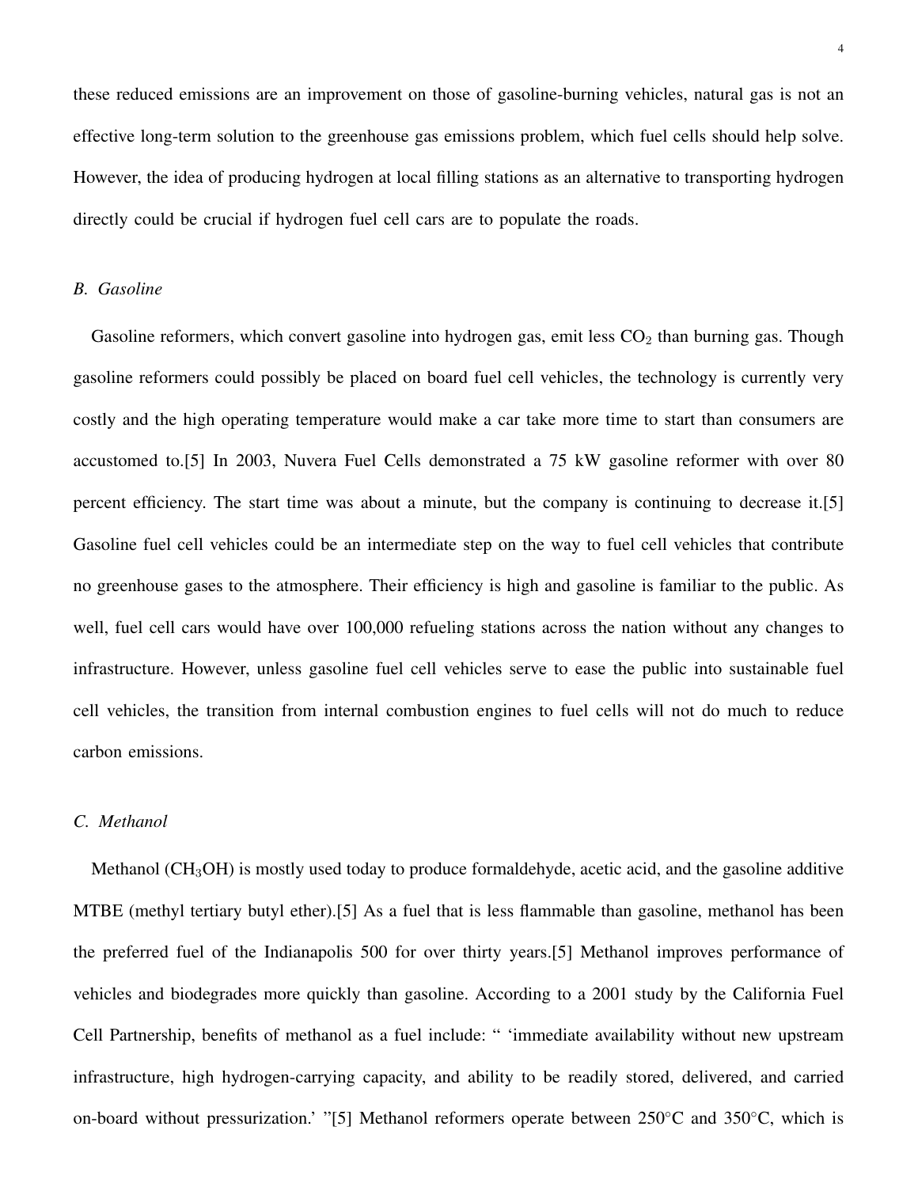these reduced emissions are an improvement on those of gasoline-burning vehicles, natural gas is not an effective long-term solution to the greenhouse gas emissions problem, which fuel cells should help solve. However, the idea of producing hydrogen at local filling stations as an alternative to transporting hydrogen directly could be crucial if hydrogen fuel cell cars are to populate the roads.

### *B. Gasoline*

Gasoline reformers, which convert gasoline into hydrogen gas, emit less $CO_2$ than burning gas. Though gasoline reformers could possibly be placed on board fuel cell vehicles, the technology is currently very costly and the high operating temperature would make a car take more time to start than consumers are accustomed to.[5] In 2003, Nuvera Fuel Cells demonstrated a 75 kW gasoline reformer with over 80 percent efficiency. The start time was about a minute, but the company is continuing to decrease it.[5] Gasoline fuel cell vehicles could be an intermediate step on the way to fuel cell vehicles that contribute no greenhouse gases to the atmosphere. Their efficiency is high and gasoline is familiar to the public. As well, fuel cell cars would have over 100,000 refueling stations across the nation without any changes to infrastructure. However, unless gasoline fuel cell vehicles serve to ease the public into sustainable fuel cell vehicles, the transition from internal combustion engines to fuel cells will not do much to reduce carbon emissions.

### *C. Methanol*

Methanol ($CH_3OH$) is mostly used today to produce formaldehyde, acetic acid, and the gasoline additive MTBE (methyl tertiary butyl ether).[5] As a fuel that is less flammable than gasoline, methanol has been the preferred fuel of the Indianapolis 500 for over thirty years.[5] Methanol improves performance of vehicles and biodegrades more quickly than gasoline. According to a 2001 study by the California Fuel Cell Partnership, benefits of methanol as a fuel include: " 'immediate availability without new upstream infrastructure, high hydrogen-carrying capacity, and ability to be readily stored, delivered, and carried on-board without pressurization.' "[5] Methanol reformers operate between 250°C and 350°C, which is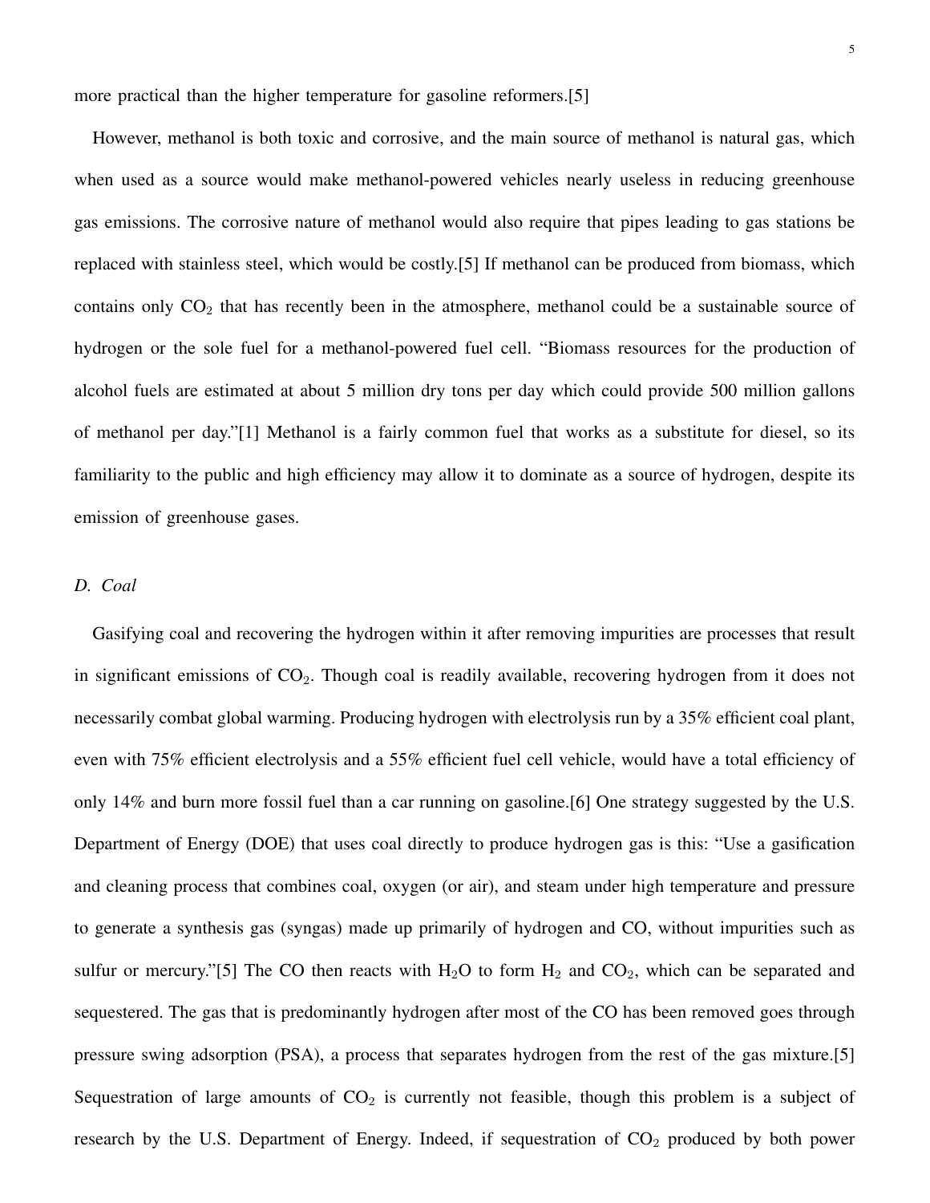more practical than the higher temperature for gasoline reformers.[5]

However, methanol is both toxic and corrosive, and the main source of methanol is natural gas, which when used as a source would make methanol-powered vehicles nearly useless in reducing greenhouse gas emissions. The corrosive nature of methanol would also require that pipes leading to gas stations be replaced with stainless steel, which would be costly.[5] If methanol can be produced from biomass, which contains only $CO_2$ that has recently been in the atmosphere, methanol could be a sustainable source of hydrogen or the sole fuel for a methanol-powered fuel cell. "Biomass resources for the production of alcohol fuels are estimated at about 5 million dry tons per day which could provide 500 million gallons of methanol per day."[1] Methanol is a fairly common fuel that works as a substitute for diesel, so its familiarity to the public and high efficiency may allow it to dominate as a source of hydrogen, despite its emission of greenhouse gases.

### *D. Coal*

Gasifying coal and recovering the hydrogen within it after removing impurities are processes that result in significant emissions of $CO_2$. Though coal is readily available, recovering hydrogen from it does not necessarily combat global warming. Producing hydrogen with electrolysis run by a 35% efficient coal plant, even with 75% efficient electrolysis and a 55% efficient fuel cell vehicle, would have a total efficiency of only 14% and burn more fossil fuel than a car running on gasoline.[6] One strategy suggested by the U.S. Department of Energy (DOE) that uses coal directly to produce hydrogen gas is this: "Use a gasification and cleaning process that combines coal, oxygen (or air), and steam under high temperature and pressure to generate a synthesis gas (syngas) made up primarily of hydrogen and CO, without impurities such as sulfur or mercury."[5] The CO then reacts with $H_2O$ to form $H_2$ and $CO_2$, which can be separated and sequestered. The gas that is predominantly hydrogen after most of the CO has been removed goes through pressure swing adsorption (PSA), a process that separates hydrogen from the rest of the gas mixture.[5] Sequestration of large amounts of $CO_2$ is currently not feasible, though this problem is a subject of research by the U.S. Department of Energy. Indeed, if sequestration of $CO_2$ produced by both power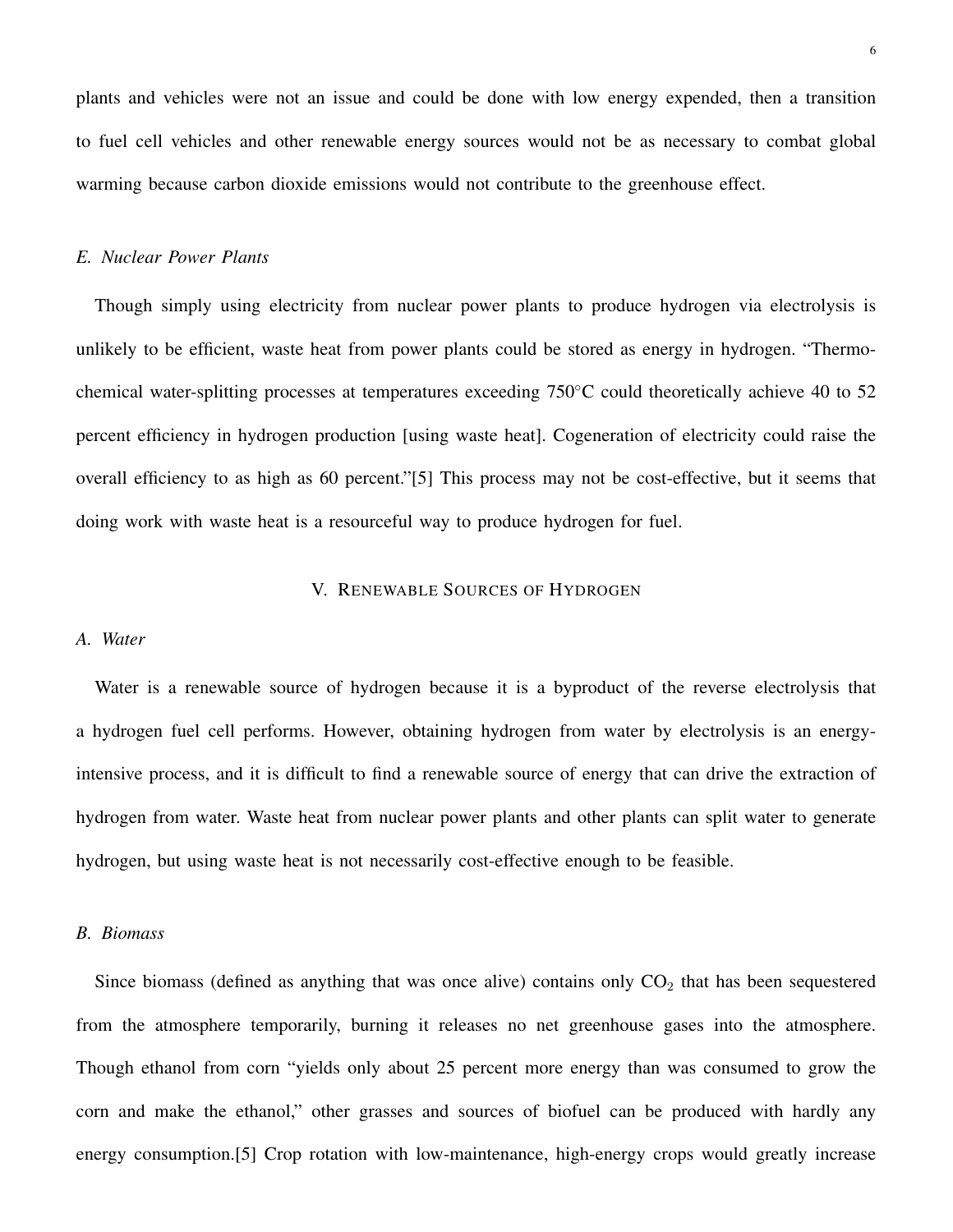plants and vehicles were not an issue and could be done with low energy expended, then a transition to fuel cell vehicles and other renewable energy sources would not be as necessary to combat global warming because carbon dioxide emissions would not contribute to the greenhouse effect.

### *E. Nuclear Power Plants*

Though simply using electricity from nuclear power plants to produce hydrogen via electrolysis is unlikely to be efficient, waste heat from power plants could be stored as energy in hydrogen. "Thermo-chemical water-splitting processes at temperatures exceeding 750°C could theoretically achieve 40 to 52 percent efficiency in hydrogen production [using waste heat]. Cogeneration of electricity could raise the overall efficiency to as high as 60 percent."[5] This process may not be cost-effective, but it seems that doing work with waste heat is a resourceful way to produce hydrogen for fuel.

## V. Renewable Sources of Hydrogen

### *A. Water*

Water is a renewable source of hydrogen because it is a byproduct of the reverse electrolysis that a hydrogen fuel cell performs. However, obtaining hydrogen from water by electrolysis is an energy-intensive process, and it is difficult to find a renewable source of energy that can drive the extraction of hydrogen from water. Waste heat from nuclear power plants and other plants can split water to generate hydrogen, but using waste heat is not necessarily cost-effective enough to be feasible.

### *B. Biomass*

Since biomass (defined as anything that was once alive) contains only $CO_2$ that has been sequestered from the atmosphere temporarily, burning it releases no net greenhouse gases into the atmosphere. Though ethanol from corn "yields only about 25 percent more energy than was consumed to grow the corn and make the ethanol," other grasses and sources of biofuel can be produced with hardly any energy consumption.[5] Crop rotation with low-maintenance, high-energy crops would greatly increase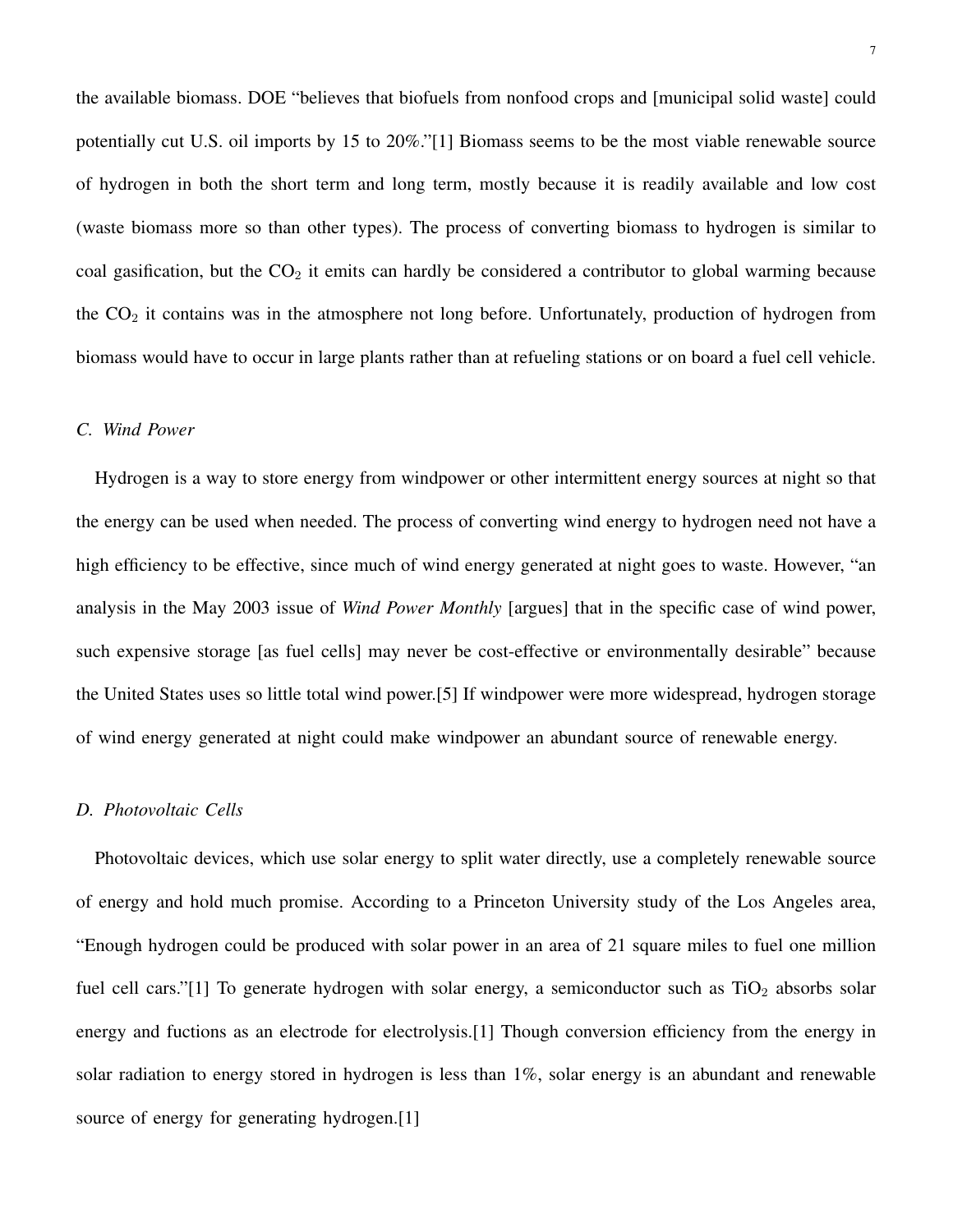the available biomass. DOE "believes that biofuels from nonfood crops and [municipal solid waste] could potentially cut U.S. oil imports by 15 to 20%."[1] Biomass seems to be the most viable renewable source of hydrogen in both the short term and long term, mostly because it is readily available and low cost (waste biomass more so than other types). The process of converting biomass to hydrogen is similar to coal gasification, but the $CO_2$ it emits can hardly be considered a contributor to global warming because the $CO_2$ it contains was in the atmosphere not long before. Unfortunately, production of hydrogen from biomass would have to occur in large plants rather than at refueling stations or on board a fuel cell vehicle.

### *C. Wind Power*

Hydrogen is a way to store energy from windpower or other intermittent energy sources at night so that the energy can be used when needed. The process of converting wind energy to hydrogen need not have a high efficiency to be effective, since much of wind energy generated at night goes to waste. However, "an analysis in the May 2003 issue of *Wind Power Monthly* [argues] that in the specific case of wind power, such expensive storage [as fuel cells] may never be cost-effective or environmentally desirable" because the United States uses so little total wind power.[5] If windpower were more widespread, hydrogen storage of wind energy generated at night could make windpower an abundant source of renewable energy.

### *D. Photovoltaic Cells*

Photovoltaic devices, which use solar energy to split water directly, use a completely renewable source of energy and hold much promise. According to a Princeton University study of the Los Angeles area, "Enough hydrogen could be produced with solar power in an area of 21 square miles to fuel one million fuel cell cars."[1] To generate hydrogen with solar energy, a semiconductor such as $TiO_2$ absorbs solar energy and fuctions as an electrode for electrolysis.[1] Though conversion efficiency from the energy in solar radiation to energy stored in hydrogen is less than 1%, solar energy is an abundant and renewable source of energy for generating hydrogen.[1]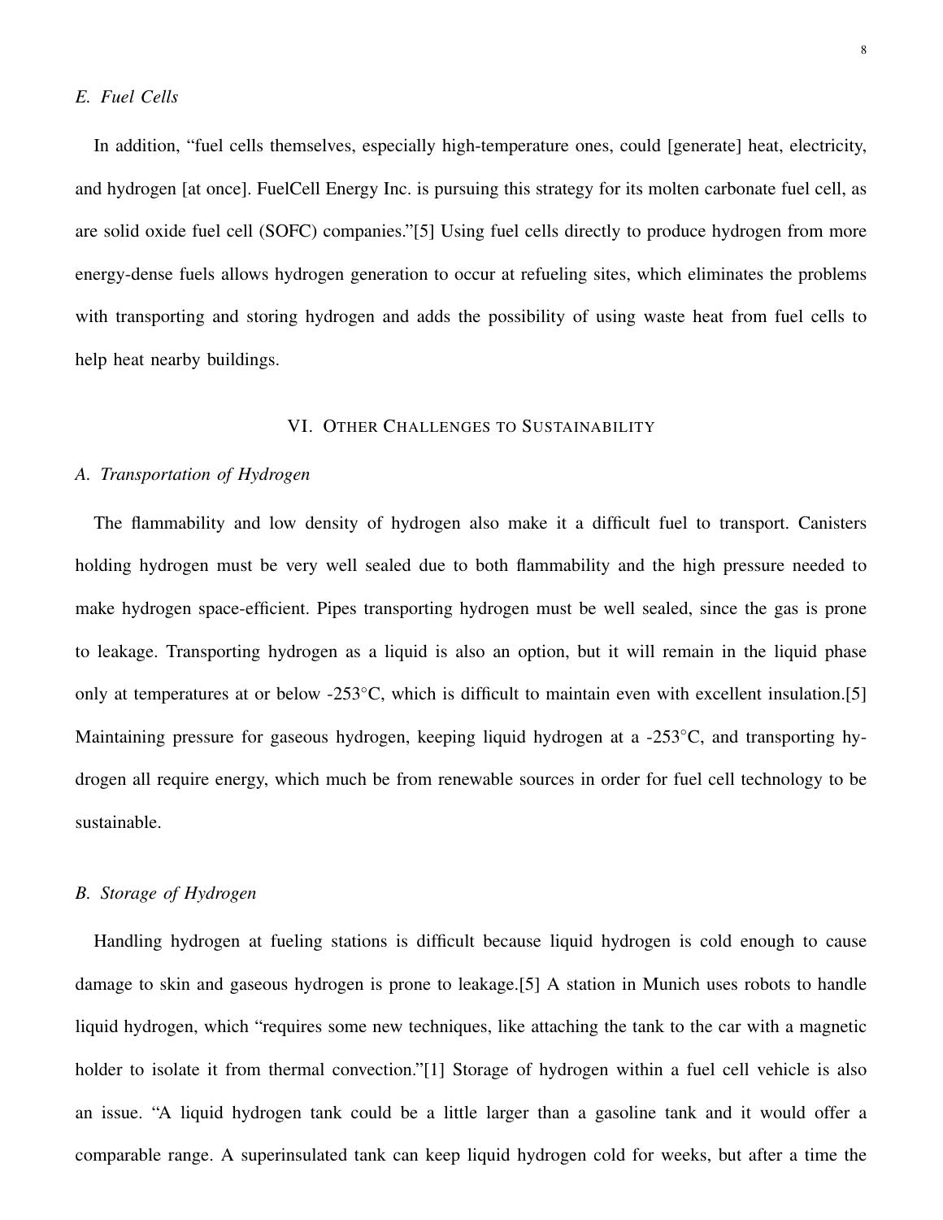### E. Fuel Cells

In addition, "fuel cells themselves, especially high-temperature ones, could [generate] heat, electricity, and hydrogen [at once]. FuelCell Energy Inc. is pursuing this strategy for its molten carbonate fuel cell, as are solid oxide fuel cell (SOFC) companies."[5] Using fuel cells directly to produce hydrogen from more energy-dense fuels allows hydrogen generation to occur at refueling sites, which eliminates the problems with transporting and storing hydrogen and adds the possibility of using waste heat from fuel cells to help heat nearby buildings.

## VI. Other Challenges to Sustainability

### A. Transportation of Hydrogen

The flammability and low density of hydrogen also make it a difficult fuel to transport. Canisters holding hydrogen must be very well sealed due to both flammability and the high pressure needed to make hydrogen space-efficient. Pipes transporting hydrogen must be well sealed, since the gas is prone to leakage. Transporting hydrogen as a liquid is also an option, but it will remain in the liquid phase only at temperatures at or below -253°C, which is difficult to maintain even with excellent insulation.[5] Maintaining pressure for gaseous hydrogen, keeping liquid hydrogen at a -253°C, and transporting hydrogen all require energy, which much be from renewable sources in order for fuel cell technology to be sustainable.

### B. Storage of Hydrogen

Handling hydrogen at fueling stations is difficult because liquid hydrogen is cold enough to cause damage to skin and gaseous hydrogen is prone to leakage.[5] A station in Munich uses robots to handle liquid hydrogen, which "requires some new techniques, like attaching the tank to the car with a magnetic holder to isolate it from thermal convection."[1] Storage of hydrogen within a fuel cell vehicle is also an issue. "A liquid hydrogen tank could be a little larger than a gasoline tank and it would offer a comparable range. A superinsulated tank can keep liquid hydrogen cold for weeks, but after a time the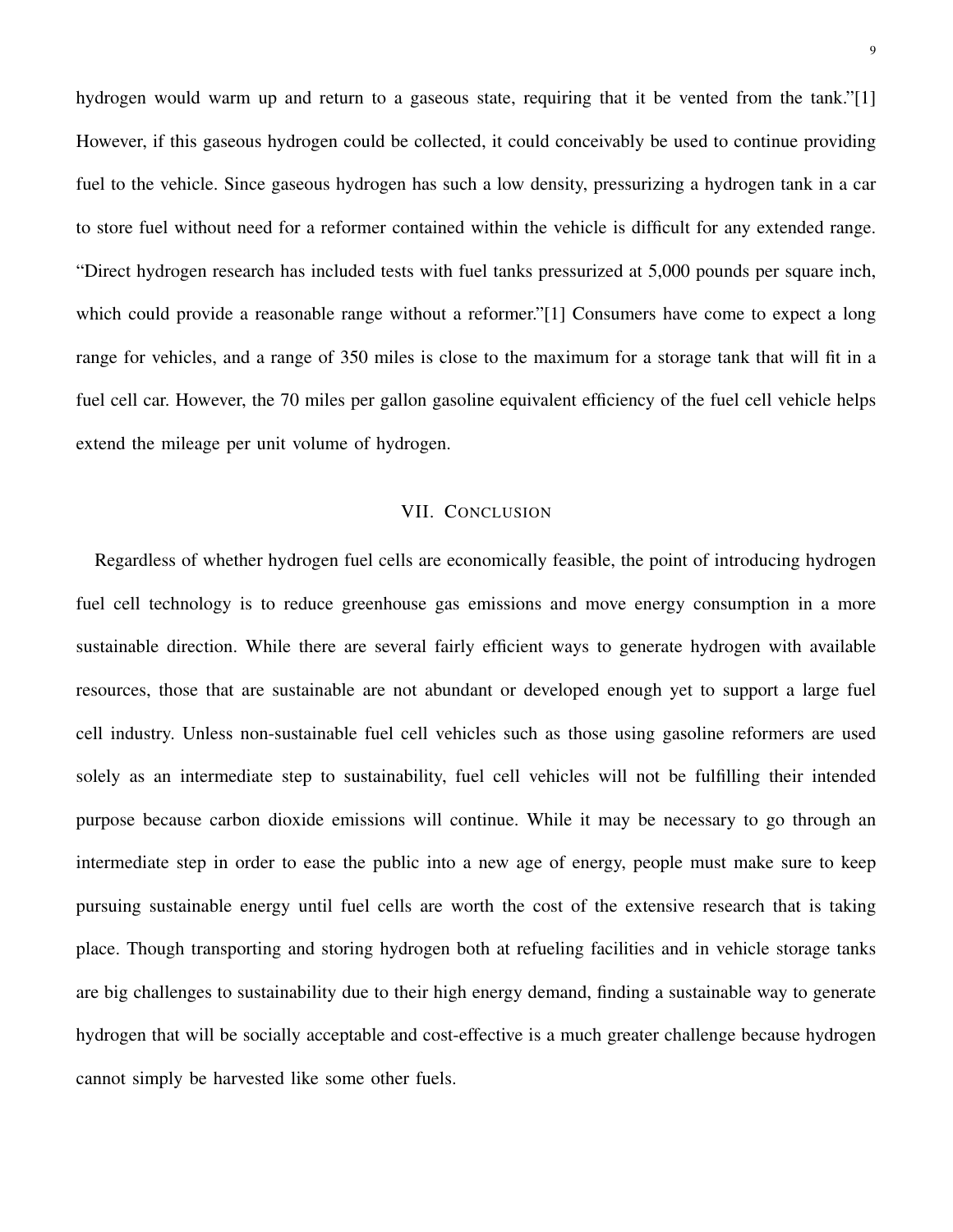hydrogen would warm up and return to a gaseous state, requiring that it be vented from the tank."[1] However, if this gaseous hydrogen could be collected, it could conceivably be used to continue providing fuel to the vehicle. Since gaseous hydrogen has such a low density, pressurizing a hydrogen tank in a car to store fuel without need for a reformer contained within the vehicle is difficult for any extended range. "Direct hydrogen research has included tests with fuel tanks pressurized at 5,000 pounds per square inch, which could provide a reasonable range without a reformer."[1] Consumers have come to expect a long range for vehicles, and a range of 350 miles is close to the maximum for a storage tank that will fit in a fuel cell car. However, the 70 miles per gallon gasoline equivalent efficiency of the fuel cell vehicle helps extend the mileage per unit volume of hydrogen.

## VII. Conclusion

Regardless of whether hydrogen fuel cells are economically feasible, the point of introducing hydrogen fuel cell technology is to reduce greenhouse gas emissions and move energy consumption in a more sustainable direction. While there are several fairly efficient ways to generate hydrogen with available resources, those that are sustainable are not abundant or developed enough yet to support a large fuel cell industry. Unless non-sustainable fuel cell vehicles such as those using gasoline reformers are used solely as an intermediate step to sustainability, fuel cell vehicles will not be fulfilling their intended purpose because carbon dioxide emissions will continue. While it may be necessary to go through an intermediate step in order to ease the public into a new age of energy, people must make sure to keep pursuing sustainable energy until fuel cells are worth the cost of the extensive research that is taking place. Though transporting and storing hydrogen both at refueling facilities and in vehicle storage tanks are big challenges to sustainability due to their high energy demand, finding a sustainable way to generate hydrogen that will be socially acceptable and cost-effective is a much greater challenge because hydrogen cannot simply be harvested like some other fuels.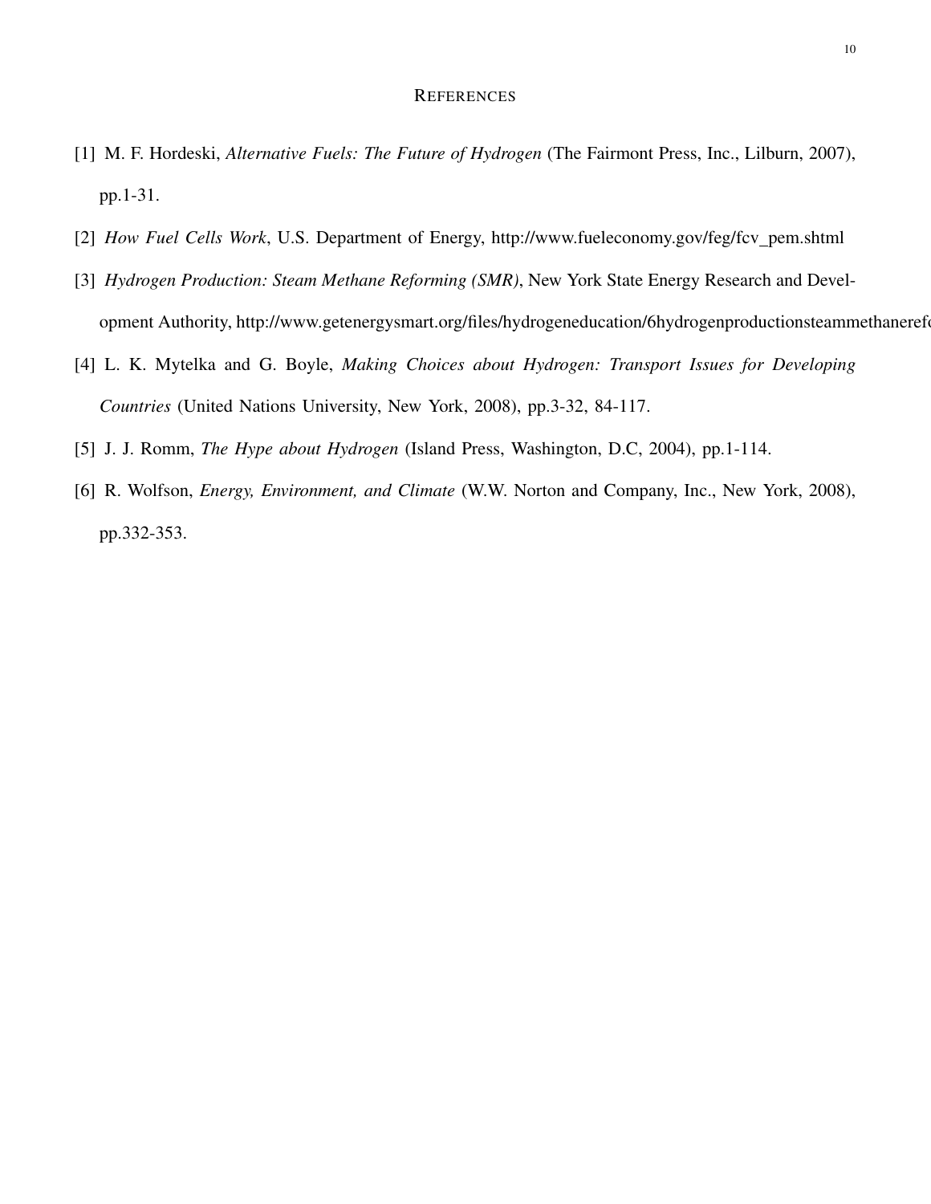## REFERENCES

[1] M. F. Hordeski, *Alternative Fuels: The Future of Hydrogen* (The Fairmont Press, Inc., Lilburn, 2007), pp.1-31.

[2] *How Fuel Cells Work*, U.S. Department of Energy, http://www.fueleconomy.gov/feg/fcv_pem.shtml

[3] *Hydrogen Production: Steam Methane Reforming (SMR)*, New York State Energy Research and Development Authority, http://www.getenergysmart.org/files/hydrogeneducation/6hydrogenproductionsteammethanerefo

[4] L. K. Mytelka and G. Boyle, *Making Choices about Hydrogen: Transport Issues for Developing Countries* (United Nations University, New York, 2008), pp.3-32, 84-117.

[5] J. J. Romm, *The Hype about Hydrogen* (Island Press, Washington, D.C, 2004), pp.1-114.

[6] R. Wolfson, *Energy, Environment, and Climate* (W.W. Norton and Company, Inc., New York, 2008), pp.332-353.